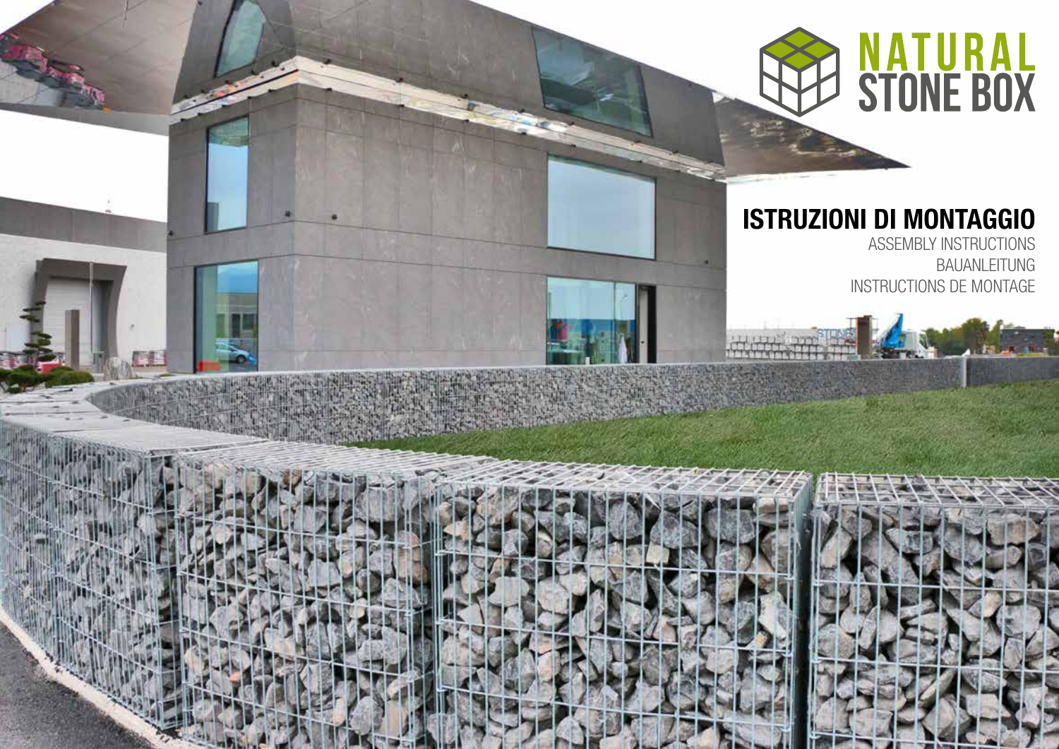# NATURAL STONE BOX

## ISTRUZIONI DI MONTAGGIO

ASSEMBLY INSTRUCTIONS

BAUANLEITUNG

INSTRUCTIONS DE MONTAGE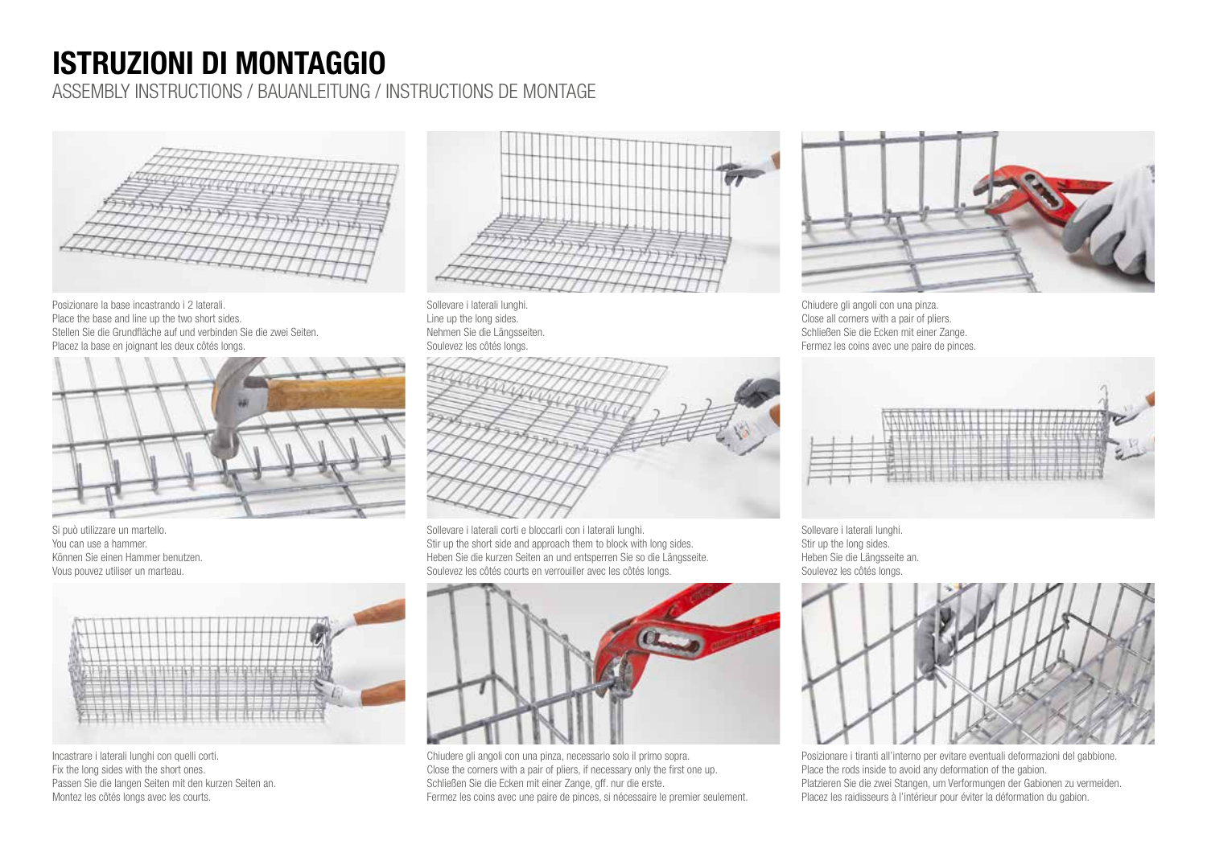# ISTRUZIONI DI MONTAGGIO

ASSEMBLY INSTRUCTIONS / BAUANLEITUNG / INSTRUCTIONS DE MONTAGE

Posizionare la base incastrando i 2 laterali.
Place the base and line up the two short sides.
Stellen Sie die Grundfläche auf und verbinden Sie die zwei Seiten.
Placez la base en joignant les deux côtés longs.

Si può utilizzare un martello.
You can use a hammer.
Können Sie einen Hammer benutzen.
Vous pouvez utiliser un marteau.

Incastrare i laterali lunghi con quelli corti.
Fix the long sides with the short ones.
Passen Sie die langen Seiten mit den kurzen Seiten an.
Montez les côtés longs avec les courts.

Sollevare i laterali lunghi.
Line up the long sides.
Nehmen Sie die Längsseiten.
Soulevez les côtés longs.

Sollevare i laterali corti e bloccarli con i laterali lunghi.
Stir up the short side and approach them to block with long sides.
Heben Sie die kurzen Seiten an und entsperren Sie so die Längsseite.
Soulevez les côtés courts en verrouiller avec les côtés longs.

Chiudere gli angoli con una pinza, necessario solo il primo sopra.
Close the corners with a pair of pliers, if necessary only the first one up.
Schließen Sie die Ecken mit einer Zange, gff. nur die erste.
Fermez les coins avec une paire de pinces, si nécessaire le premier seulement.

Chiudere gli angoli con una pinza.
Close all corners with a pair of pliers.
Schließen Sie die Ecken mit einer Zange.
Fermez les coins avec une paire de pinces.

Sollevare i laterali lunghi.
Stir up the long sides.
Heben Sie die Längsseite an.
Soulevez les côtés longs.

Posizionare i tiranti all'interno per evitare eventuali deformazioni del gabbione.
Place the rods inside to avoid any deformation of the gabion.
Platzieren Sie die zwei Stangen, um Verformungen der Gabionen zu vermeiden.
Placez les raidisseurs à l'intérieur pour éviter la déformation du gabion.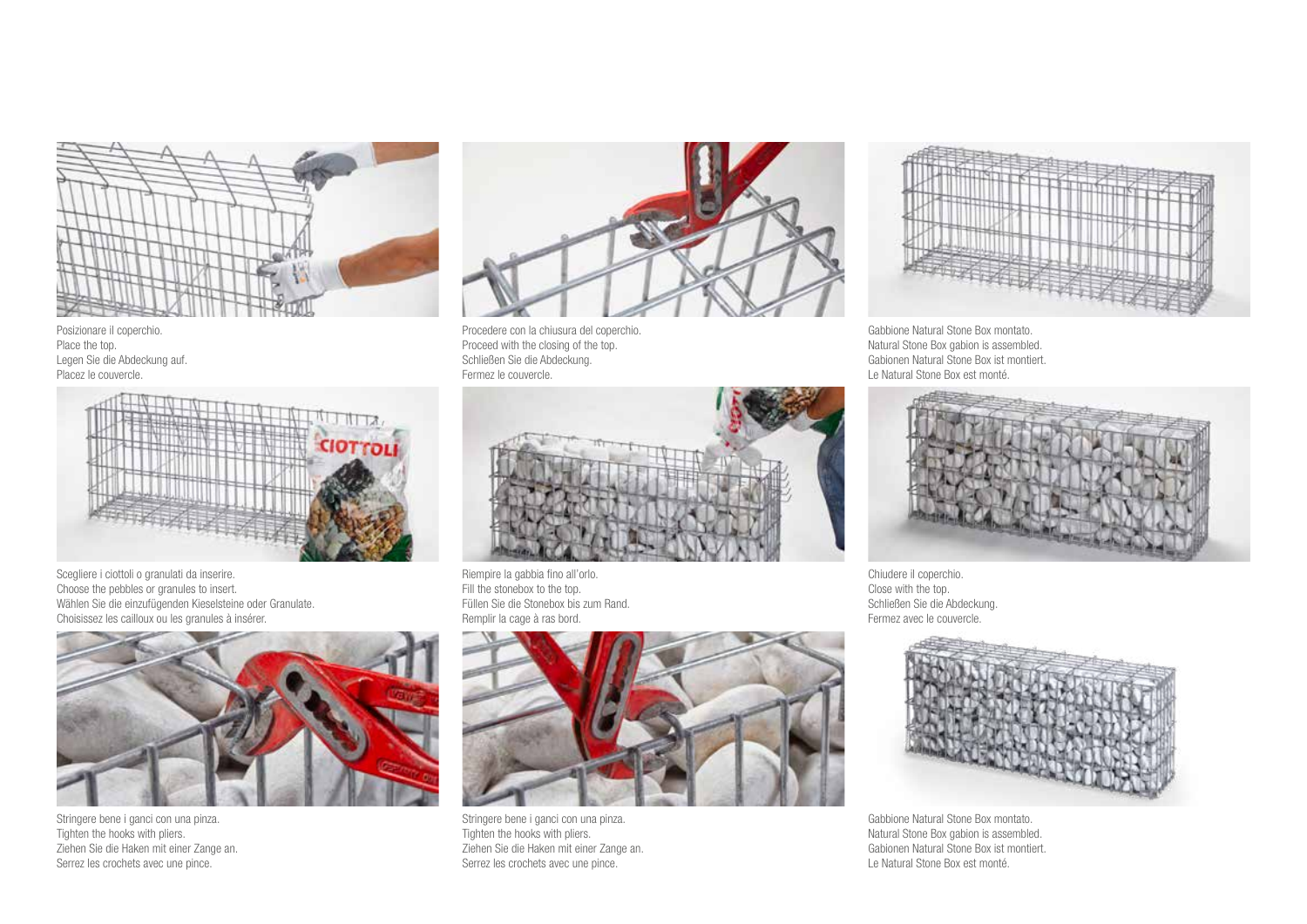Posizionare il coperchio.
Place the top.
Legen Sie die Abdeckung auf.
Placez le couvercle.

Procedere con la chiusura del coperchio.
Proceed with the closing of the top.
Schließen Sie die Abdeckung.
Fermez le couvercle.

Gabbione Natural Stone Box montato.
Natural Stone Box gabion is assembled.
Gabionen Natural Stone Box ist montiert.
Le Natural Stone Box est monté.

Scegliere i ciottoli o granulati da inserire.
Choose the pebbles or granules to insert.
Wählen Sie die einzufügenden Kieselsteine oder Granulate.
Choisissez les cailloux ou les granules à insérer.

Riempire la gabbia fino all'orlo.
Fill the stonebox to the top.
Füllen Sie die Stonebox bis zum Rand.
Remplir la cage à ras bord.

Chiudere il coperchio.
Close with the top.
Schließen Sie die Abdeckung.
Fermez avec le couvercle.

Stringere bene i ganci con una pinza.
Tighten the hooks with pliers.
Ziehen Sie die Haken mit einer Zange an.
Serrez les crochets avec une pince.

Stringere bene i ganci con una pinza.
Tighten the hooks with pliers.
Ziehen Sie die Haken mit einer Zange an.
Serrez les crochets avec une pince.

Gabbione Natural Stone Box montato.
Natural Stone Box gabion is assembled.
Gabionen Natural Stone Box ist montiert.
Le Natural Stone Box est monté.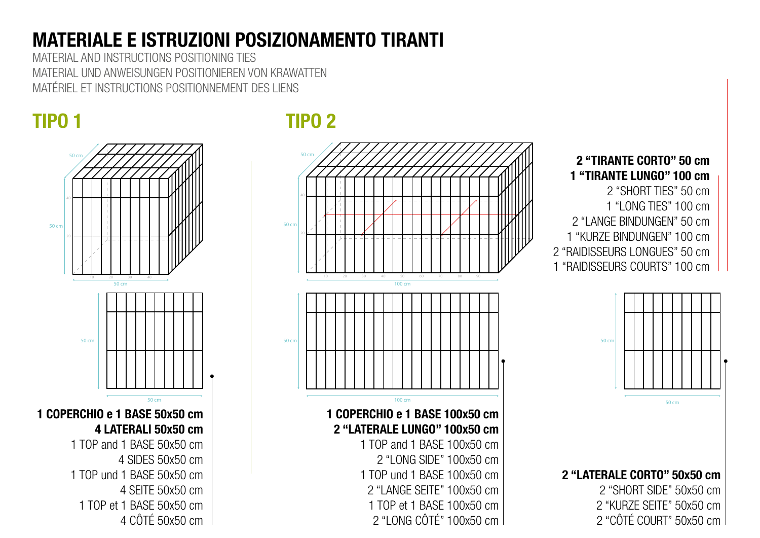# MATERIALE E ISTRUZIONI POSIZIONAMENTO TIRANTI

MATERIAL AND INSTRUCTIONS POSITIONING TIES
MATERIAL UND ANWEISUNGEN POSITIONIEREN VON KRAWATTEN
MATÉRIEL ET INSTRUCTIONS POSITIONNEMENT DES LIENS

## TIPO 1

50 cm
40
50 cm
20
10 20 30 40
50 cm

50 cm
50 cm

**1 COPERCHIO e 1 BASE 50x50 cm**
**4 LATERALI 50x50 cm**
1 TOP and 1 BASE 50x50 cm
4 SIDES 50x50 cm
1 TOP und 1 BASE 50x50 cm
4 SEITE 50x50 cm
1 TOP et 1 BASE 50x50 cm
4 CÔTÉ 50x50 cm

## TIPO 2

50 cm
40
50 cm
20
10 20 30 40 50 60 70 80 90
100 cm

50 cm
100 cm

**1 COPERCHIO e 1 BASE 100x50 cm**
**2 "LATERALE LUNGO" 100x50 cm**
1 TOP and 1 BASE 100x50 cm
2 "LONG SIDE" 100x50 cm
1 TOP und 1 BASE 100x50 cm
2 "LANGE SEITE" 100x50 cm
1 TOP et 1 BASE 100x50 cm
2 "LONG CÔTÉ" 100x50 cm

**2 "TIRANTE CORTO" 50 cm**
**1 "TIRANTE LUNGO" 100 cm**
2 "SHORT TIES" 50 cm
1 "LONG TIES" 100 cm
2 "LANGE BINDUNGEN" 50 cm
1 "KURZE BINDUNGEN" 100 cm
2 "RAIDISSEURS LONGUES" 50 cm
1 "RAIDISSEURS COURTS" 100 cm

50 cm
50 cm

**2 "LATERALE CORTO" 50x50 cm**
2 "SHORT SIDE" 50x50 cm
2 "KURZE SEITE" 50x50 cm
2 "CÔTÉ COURT" 50x50 cm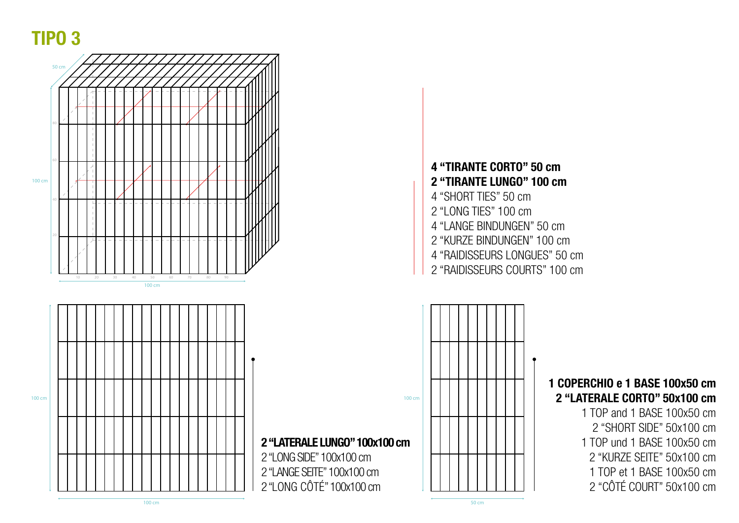# TIPO 3

50 cm

100 cm

100 cm

**4 “TIRANTE CORTO” 50 cm**
**2 “TIRANTE LUNGO” 100 cm**
4 “SHORT TIES” 50 cm
2 “LONG TIES” 100 cm
4 “LANGE BINDUNGEN” 50 cm
2 “KURZE BINDUNGEN” 100 cm
4 “RAIDISSEURS LONGUES” 50 cm
2 “RAIDISSEURS COURTS” 100 cm

100 cm

100 cm

**2 “LATERALE LUNGO” 100x100 cm**
2 “LONG SIDE” 100x100 cm
2 “LANGE SEITE” 100x100 cm
2 “LONG CÔTÉ” 100x100 cm

100 cm

50 cm

**1 COPERCHIO e 1 BASE 100x50 cm**
**2 “LATERALE CORTO” 50x100 cm**
1 TOP and 1 BASE 100x50 cm
2 “SHORT SIDE” 50x100 cm
1 TOP und 1 BASE 100x50 cm
2 “KURZE SEITE” 50x100 cm
1 TOP et 1 BASE 100x50 cm
2 “CÔTÉ COURT” 50x100 cm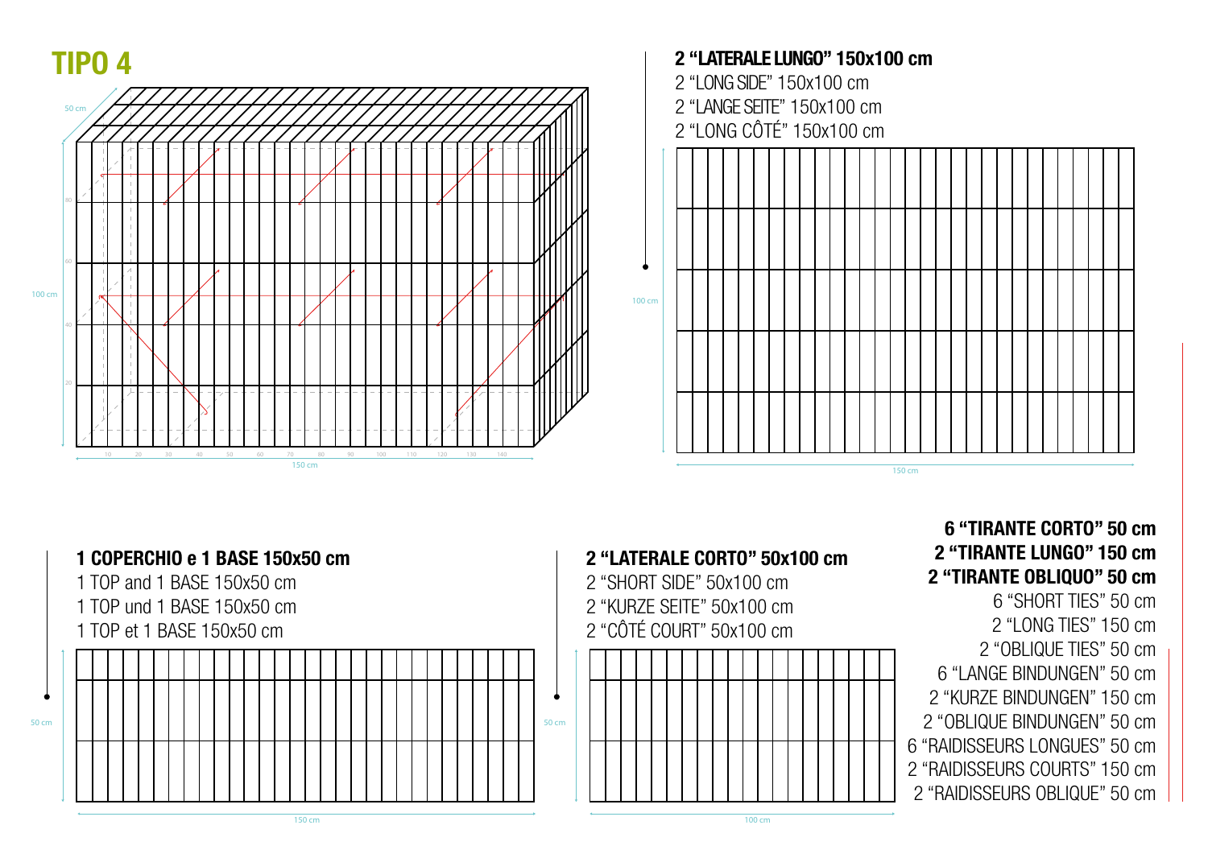# TIPO 4

50 cm

100 cm

150 cm

## 2 "LATERALE LUNGO" 150x100 cm

2 "LONG SIDE" 150x100 cm
2 "LANGE SEITE" 150x100 cm
2 "LONG CÔTÉ" 150x100 cm

100 cm

150 cm

## 1 COPERCHIO e 1 BASE 150x50 cm

1 TOP and 1 BASE 150x50 cm
1 TOP und 1 BASE 150x50 cm
1 TOP et 1 BASE 150x50 cm

50 cm

150 cm

## 2 "LATERALE CORTO" 50x100 cm

2 "SHORT SIDE" 50x100 cm
2 "KURZE SEITE" 50x100 cm
2 "CÔTÉ COURT" 50x100 cm

50 cm

100 cm

## 6 "TIRANTE CORTO" 50 cm
## 2 "TIRANTE LUNGO" 150 cm
## 2 "TIRANTE OBLIQUO" 50 cm

6 "SHORT TIES" 50 cm
2 "LONG TIES" 150 cm
2 "OBLIQUE TIES" 50 cm
6 "LANGE BINDUNGEN" 50 cm
2 "KURZE BINDUNGEN" 150 cm
2 "OBLIQUE BINDUNGEN" 50 cm
6 "RAIDISSEURS LONGUES" 50 cm
2 "RAIDISSEURS COURTS" 150 cm
2 "RAIDISSEURS OBLIQUE" 50 cm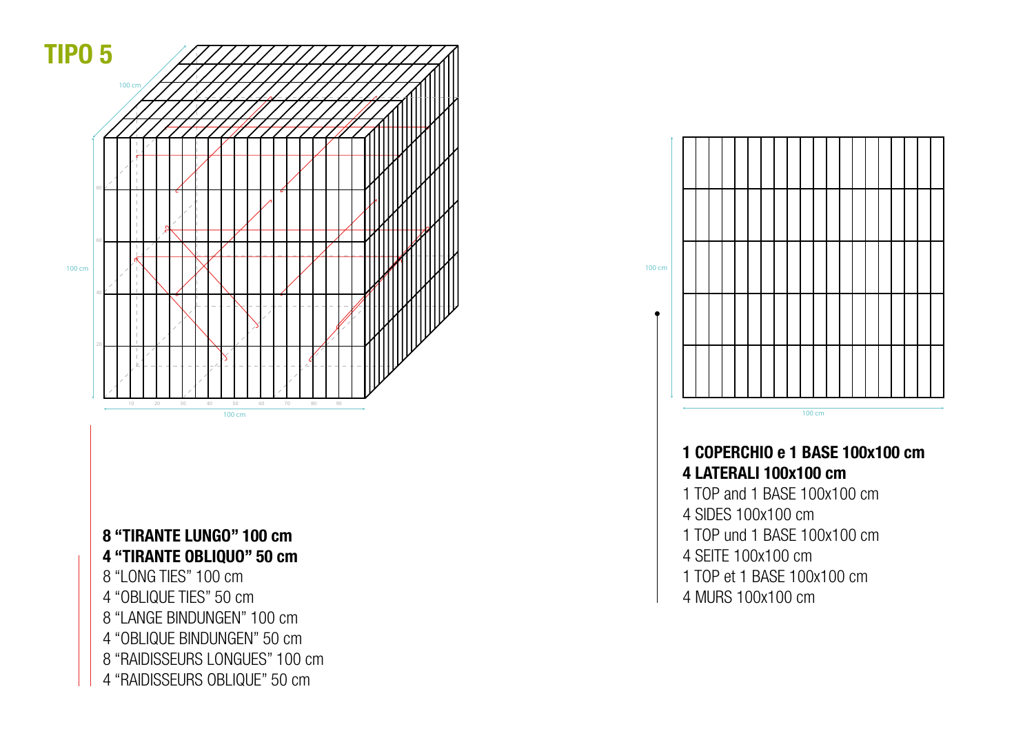# TIPO 5

100 cm

100 cm

10 20 30 40 50 60 70 80 90

100 cm

20 40 60 80

100 cm

100 cm

**8 "TIRANTE LUNGO" 100 cm**
**4 "TIRANTE OBLIQUO" 50 cm**

8 "LONG TIES" 100 cm
4 "OBLIQUE TIES" 50 cm
8 "LANGE BINDUNGEN" 100 cm
4 "OBLIQUE BINDUNGEN" 50 cm
8 "RAIDISSEURS LONGUES" 100 cm
4 "RAIDISSEURS OBLIQUE" 50 cm

**1 COPERCHIO e 1 BASE 100x100 cm**
**4 LATERALI 100x100 cm**

1 TOP and 1 BASE 100x100 cm
4 SIDES 100x100 cm
1 TOP und 1 BASE 100x100 cm
4 SEITE 100x100 cm
1 TOP et 1 BASE 100x100 cm
4 MURS 100x100 cm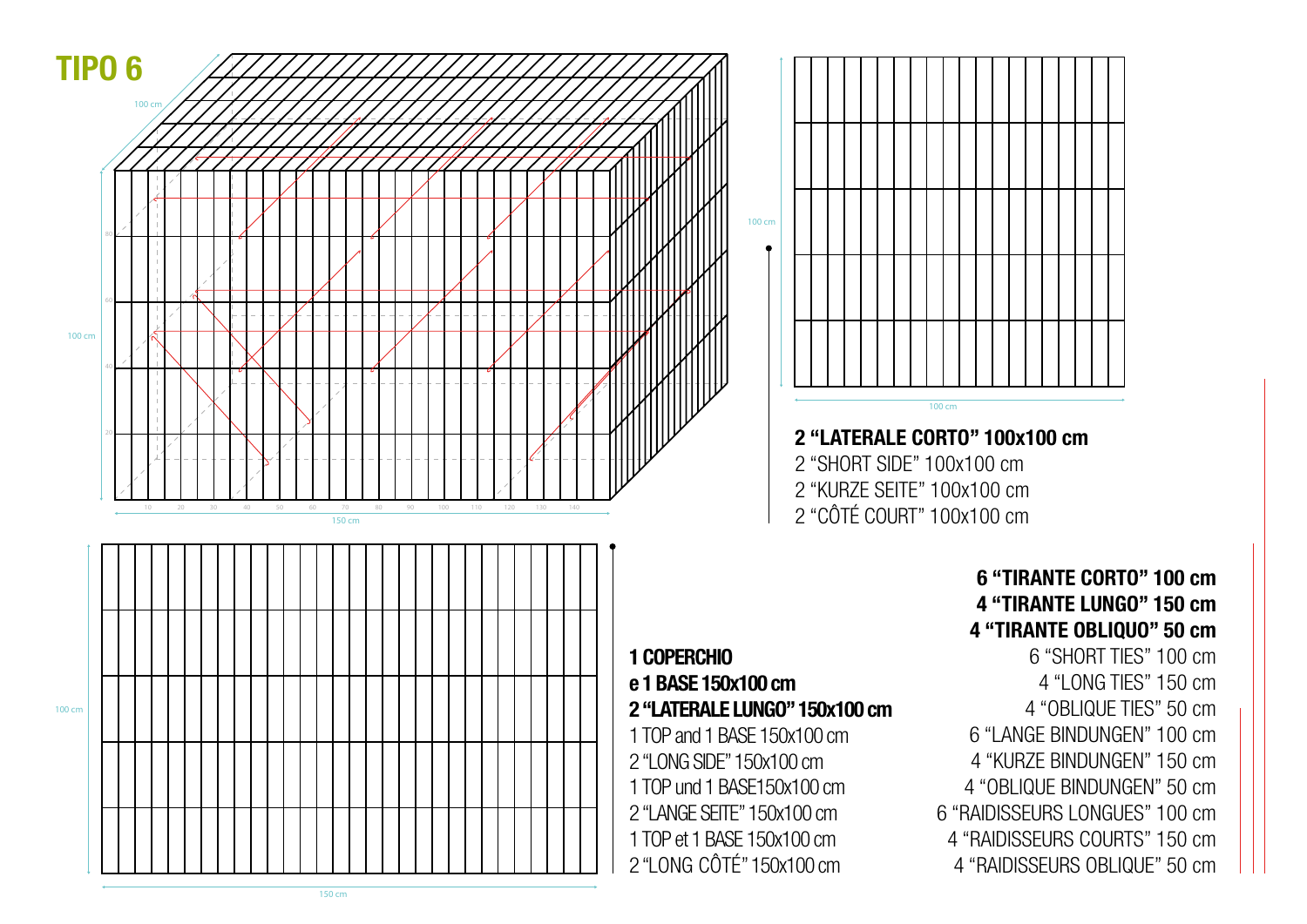# TIPO 6

100 cm

100 cm

80

60

40

20

10 20 30 40 50 60 70 80 90 100 110 120 130 140

150 cm

100 cm

100 cm

**2 “LATERALE CORTO” 100x100 cm**
2 “SHORT SIDE” 100x100 cm
2 “KURZE SEITE” 100x100 cm
2 “CÔTÉ COURT” 100x100 cm

100 cm

150 cm

**1 COPERCHIO**
**e 1 BASE 150x100 cm**
**2 “LATERALE LUNGO” 150x100 cm**
1 TOP and 1 BASE 150x100 cm
2 “LONG SIDE” 150x100 cm
1 TOP und 1 BASE150x100 cm
2 “LANGE SEITE” 150x100 cm
1 TOP et 1 BASE 150x100 cm
2 “LONG CÔTÉ” 150x100 cm

**6 “TIRANTE CORTO” 100 cm**
**4 “TIRANTE LUNGO” 150 cm**
**4 “TIRANTE OBLIQUO” 50 cm**
6 “SHORT TIES” 100 cm
4 “LONG TIES” 150 cm
4 “OBLIQUE TIES” 50 cm
6 “LANGE BINDUNGEN” 100 cm
4 “KURZE BINDUNGEN” 150 cm
4 “OBLIQUE BINDUNGEN” 50 cm
6 “RAIDISSEURS LONGUES” 100 cm
4 “RAIDISSEURS COURTS” 150 cm
4 “RAIDISSEURS OBLIQUE” 50 cm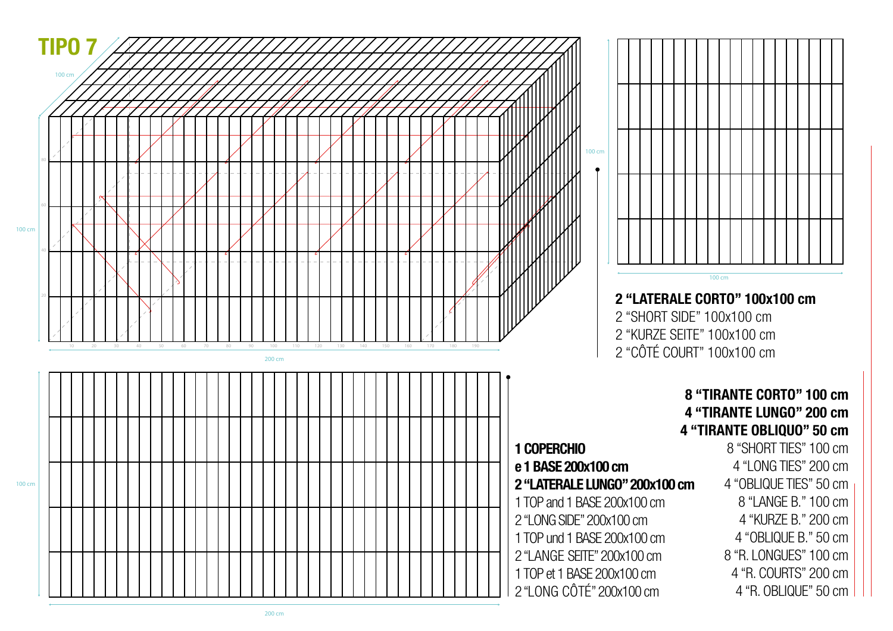# TIPO 7

100 cm

100 cm

10 20 30 40 50 60 70 80 90 100 110 120 130 140 150 160 170 180 190

20 40 60 80

200 cm

100 cm

100 cm

**2 “LATERALE CORTO” 100x100 cm**
2 “SHORT SIDE” 100x100 cm
2 “KURZE SEITE” 100x100 cm
2 “CÔTÉ COURT” 100x100 cm

100 cm

200 cm

**1 COPERCHIO**
**e 1 BASE 200x100 cm**
**2 “LATERALE LUNGO” 200x100 cm**
1 TOP and 1 BASE 200x100 cm
2 “LONG SIDE” 200x100 cm
1 TOP und 1 BASE 200x100 cm
2 “LANGE SEITE” 200x100 cm
1 TOP et 1 BASE 200x100 cm
2 “LONG CÔTÉ” 200x100 cm

**8 “TIRANTE CORTO” 100 cm**
**4 “TIRANTE LUNGO” 200 cm**
**4 “TIRANTE OBLIQUO” 50 cm**
8 “SHORT TIES” 100 cm
4 “LONG TIES” 200 cm
4 “OBLIQUE TIES” 50 cm
8 “LANGE B.” 100 cm
4 “KURZE B.” 200 cm
4 “OBLIQUE B.” 50 cm
8 “R. LONGUES” 100 cm
4 “R. COURTS” 200 cm
4 “R. OBLIQUE” 50 cm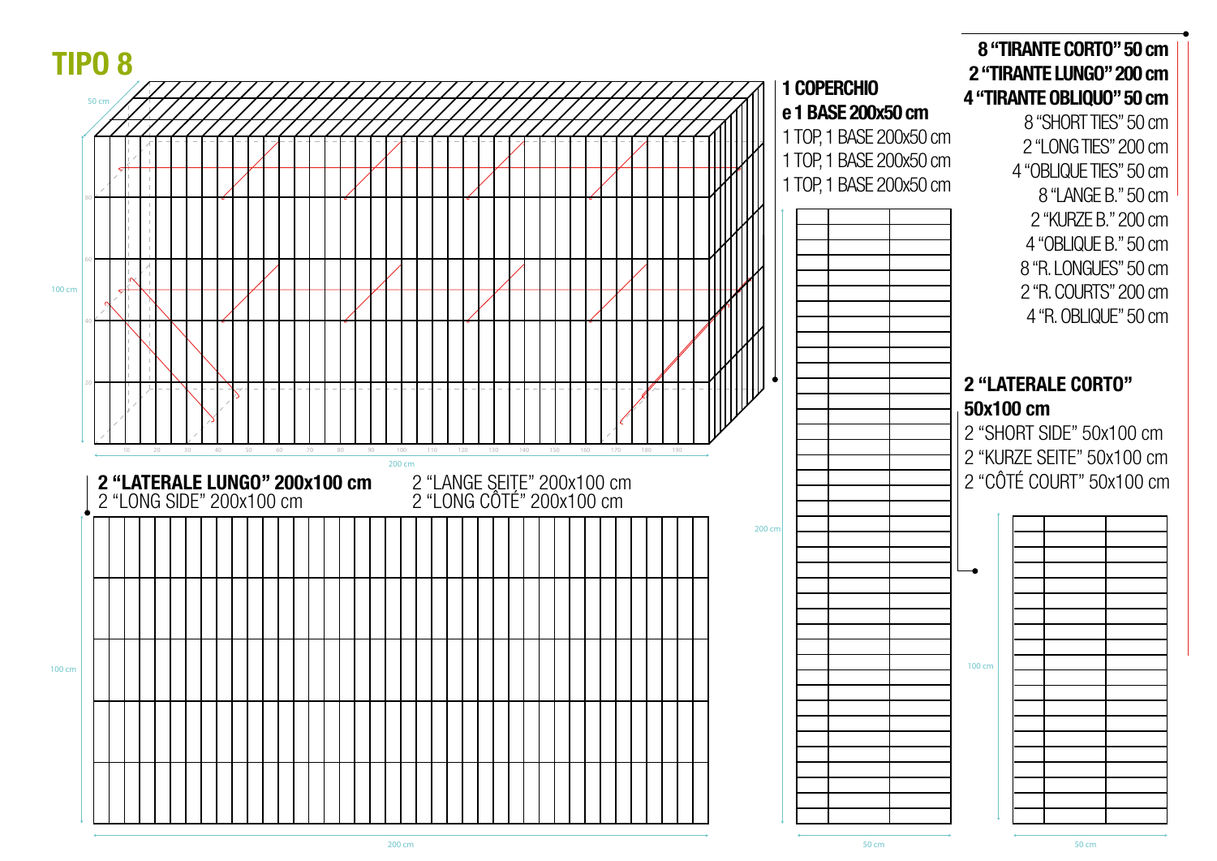# TIPO 8

50 cm

80

60

100 cm

40

20

10 20 30 40 50 60 70 80 90 100 110 120 130 140 150 160 170 180 190

200 cm

**1 COPERCHIO**
**e 1 BASE 200x50 cm**

1 TOP, 1 BASE 200x50 cm
1 TOP, 1 BASE 200x50 cm
1 TOP, 1 BASE 200x50 cm

**8 "TIRANTE CORTO" 50 cm**
**2 "TIRANTE LUNGO" 200 cm**
**4 "TIRANTE OBLIQUO" 50 cm**

8 "SHORT TIES" 50 cm
2 "LONG TIES" 200 cm
4 "OBLIQUE TIES" 50 cm
8 "LANGE B." 50 cm
2 "KURZE B." 200 cm
4 "OBLIQUE B." 50 cm
8 "R. LONGUES" 50 cm
2 "R. COURTS" 200 cm
4 "R. OBLIQUE" 50 cm

**2 "LATERALE CORTO" 50x100 cm**

2 "SHORT SIDE" 50x100 cm
2 "KURZE SEITE" 50x100 cm
2 "CÔTÉ COURT" 50x100 cm

**2 "LATERALE LUNGO" 200x100 cm**
2 "LONG SIDE" 200x100 cm

2 "LANGE SEITE" 200x100 cm
2 "LONG CÔTÉ" 200x100 cm

100 cm

200 cm

200 cm

50 cm

100 cm

50 cm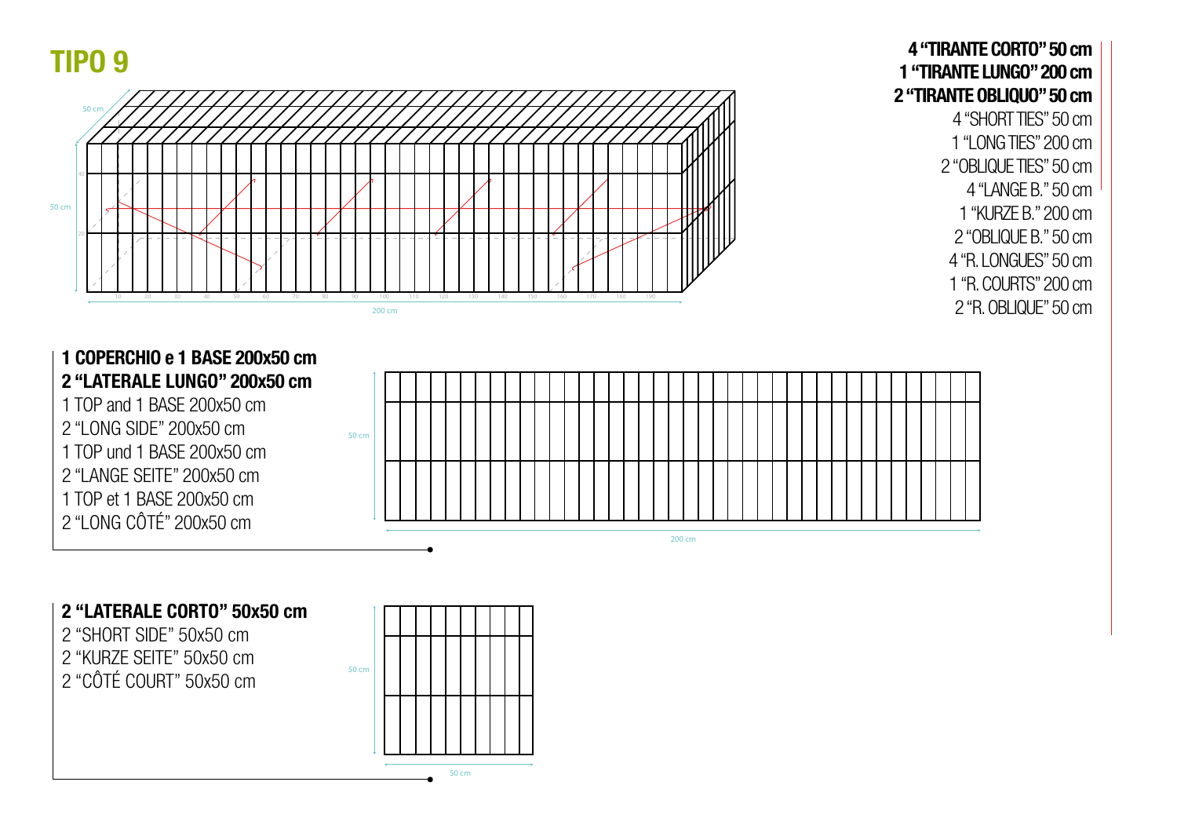# TIPO 9

50 cm

50 cm

40

20

10 20 30 40 50 60 70 80 90 100 110 120 130 140 150 160 170 180 190

200 cm

**4 "TIRANTE CORTO" 50 cm**
**1 "TIRANTE LUNGO" 200 cm**
**2 "TIRANTE OBLIQUO" 50 cm**
4 "SHORT TIES" 50 cm
1 "LONG TIES" 200 cm
2 "OBLIQUE TIES" 50 cm
4 "LANGE B." 50 cm
1 "KURZE B." 200 cm
2 "OBLIQUE B." 50 cm
4 "R. LONGUES" 50 cm
1 "R. COURTS" 200 cm
2 "R. OBLIQUE" 50 cm

**1 COPERCHIO e 1 BASE 200x50 cm**
**2 "LATERALE LUNGO" 200x50 cm**
1 TOP and 1 BASE 200x50 cm
2 "LONG SIDE" 200x50 cm
1 TOP und 1 BASE 200x50 cm
2 "LANGE SEITE" 200x50 cm
1 TOP et 1 BASE 200x50 cm
2 "LONG CÔTÉ" 200x50 cm

50 cm

200 cm

**2 "LATERALE CORTO" 50x50 cm**
2 "SHORT SIDE" 50x50 cm
2 "KURZE SEITE" 50x50 cm
2 "CÔTÉ COURT" 50x50 cm

50 cm

50 cm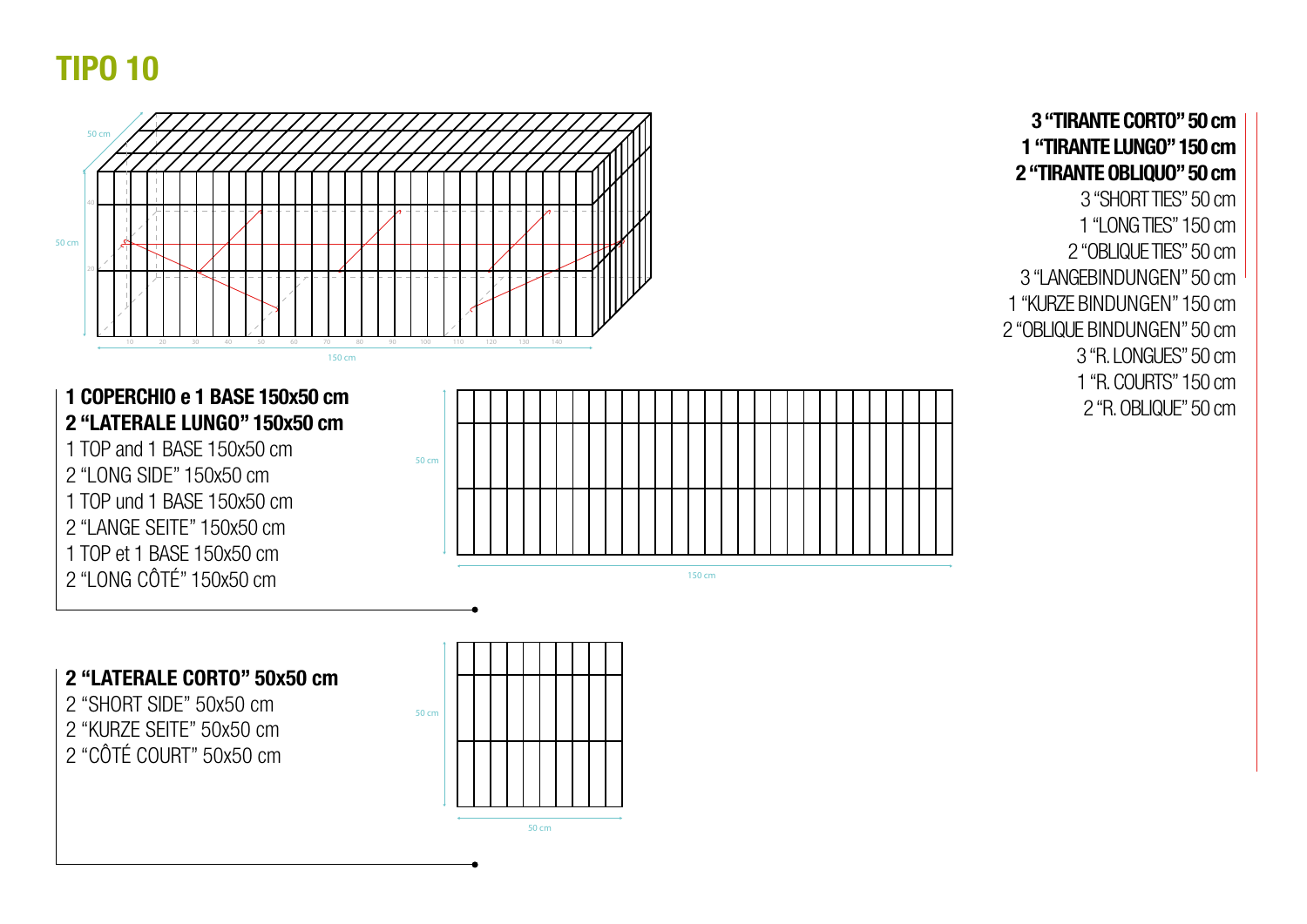# TIPO 10

50 cm

50 cm

40

20

10 20 30 40 50 60 70 80 90 100 110 120 130 140

150 cm

**3 "TIRANTE CORTO" 50 cm**
**1 "TIRANTE LUNGO" 150 cm**
**2 "TIRANTE OBLIQUO" 50 cm**
3 "SHORT TIES" 50 cm
1 "LONG TIES" 150 cm
2 "OBLIQUE TIES" 50 cm
3 "LANGEBINDUNGEN" 50 cm
1 "KURZE BINDUNGEN" 150 cm
2 "OBLIQUE BINDUNGEN" 50 cm
3 "R. LONGUES" 50 cm
1 "R. COURTS" 150 cm
2 "R. OBLIQUE" 50 cm

**1 COPERCHIO e 1 BASE 150x50 cm**
**2 "LATERALE LUNGO" 150x50 cm**
1 TOP and 1 BASE 150x50 cm
2 "LONG SIDE" 150x50 cm
1 TOP und 1 BASE 150x50 cm
2 "LANGE SEITE" 150x50 cm
1 TOP et 1 BASE 150x50 cm
2 "LONG CÔTÉ" 150x50 cm

50 cm

150 cm

**2 "LATERALE CORTO" 50x50 cm**
2 "SHORT SIDE" 50x50 cm
2 "KURZE SEITE" 50x50 cm
2 "CÔTÉ COURT" 50x50 cm

50 cm

50 cm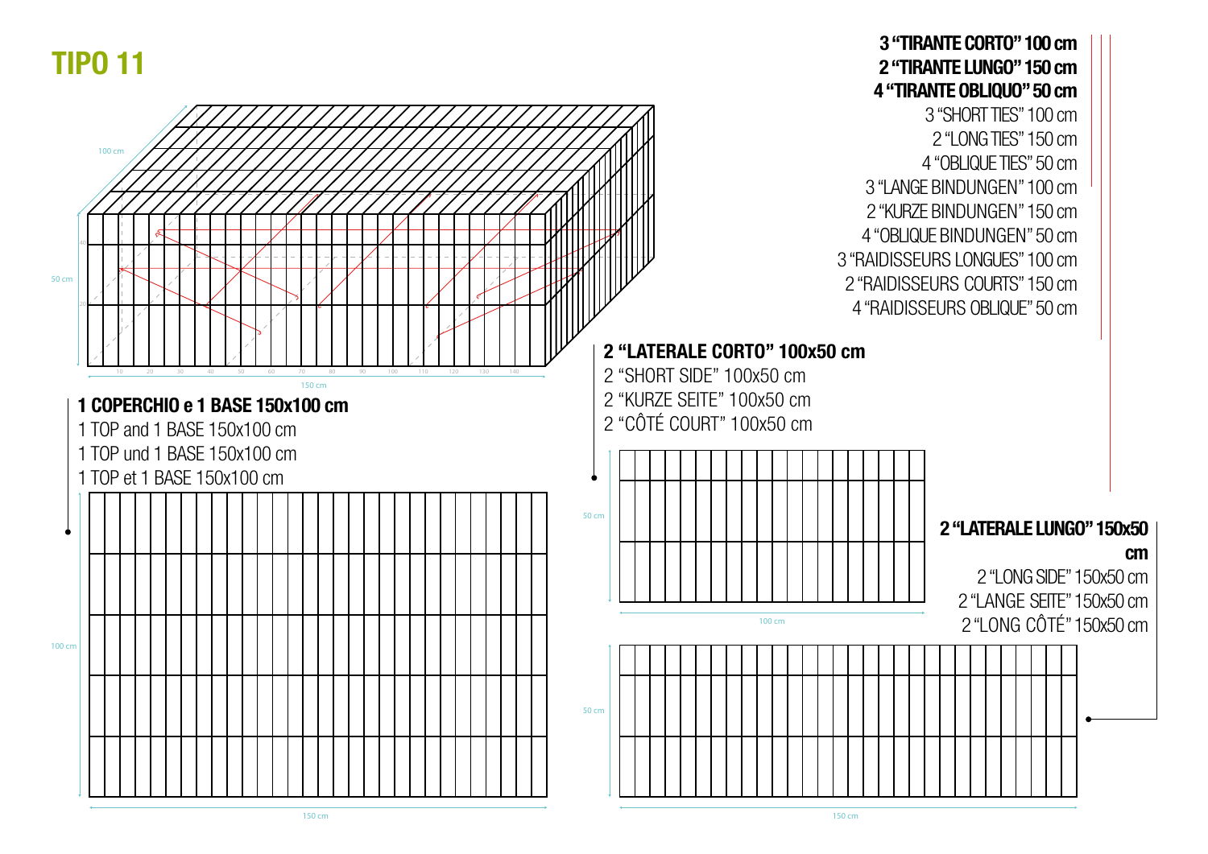# TIPO 11

**3 "TIRANTE CORTO" 100 cm**
**2 "TIRANTE LUNGO" 150 cm**
**4 "TIRANTE OBLIQUO" 50 cm**
3 "SHORT TIES" 100 cm
2 "LONG TIES" 150 cm
4 "OBLIQUE TIES" 50 cm
3 "LANGE BINDUNGEN" 100 cm
2 "KURZE BINDUNGEN" 150 cm
4 "OBLIQUE BINDUNGEN" 50 cm
3 "RAIDISSEURS LONGUES" 100 cm
2 "RAIDISSEURS COURTS" 150 cm
4 "RAIDISSEURS OBLIQUE" 50 cm

100 cm
50 cm
150 cm

**1 COPERCHIO e 1 BASE 150x100 cm**
1 TOP and 1 BASE 150x100 cm
1 TOP und 1 BASE 150x100 cm
1 TOP et 1 BASE 150x100 cm

100 cm
150 cm

**2 "LATERALE CORTO" 100x50 cm**
2 "SHORT SIDE" 100x50 cm
2 "KURZE SEITE" 100x50 cm
2 "CÔTÉ COURT" 100x50 cm

50 cm
100 cm

**2 "LATERALE LUNGO" 150x50 cm**
2 "LONG SIDE" 150x50 cm
2 "LANGE SEITE" 150x50 cm
2 "LONG CÔTÉ" 150x50 cm

50 cm
150 cm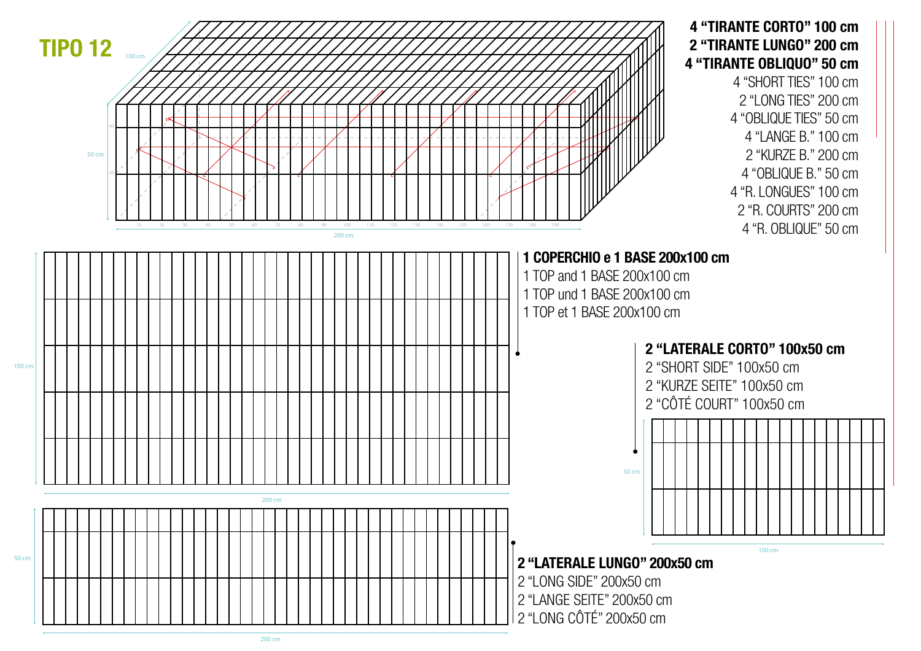# TIPO 12

100 cm

40

50 cm

20

10 20 30 40 50 60 70 80 90 100 110 120 130 140 150 160 170 180 190

200 cm

**4 "TIRANTE CORTO" 100 cm**
**2 "TIRANTE LUNGO" 200 cm**
**4 "TIRANTE OBLIQUO" 50 cm**
4 "SHORT TIES" 100 cm
2 "LONG TIES" 200 cm
4 "OBLIQUE TIES" 50 cm
4 "LANGE B." 100 cm
2 "KURZE B." 200 cm
4 "OBLIQUE B." 50 cm
4 "R. LONGUES" 100 cm
2 "R. COURTS" 200 cm
4 "R. OBLIQUE" 50 cm

100 cm

200 cm

**1 COPERCHIO e 1 BASE 200x100 cm**
1 TOP and 1 BASE 200x100 cm
1 TOP und 1 BASE 200x100 cm
1 TOP et 1 BASE 200x100 cm

**2 "LATERALE CORTO" 100x50 cm**
2 "SHORT SIDE" 100x50 cm
2 "KURZE SEITE" 100x50 cm
2 "CÔTÉ COURT" 100x50 cm

50 cm

100 cm

50 cm

200 cm

**2 "LATERALE LUNGO" 200x50 cm**
2 "LONG SIDE" 200x50 cm
2 "LANGE SEITE" 200x50 cm
2 "LONG CÔTÉ" 200x50 cm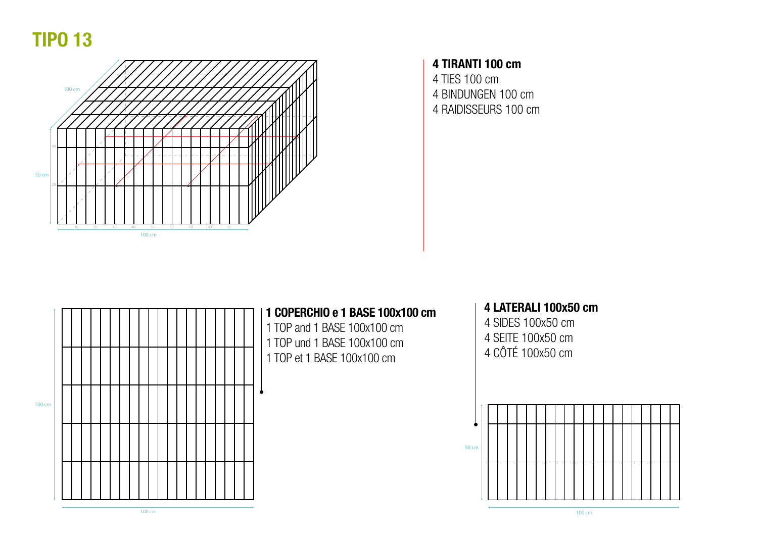# TIPO 13

100 cm

40

50 cm

20

10 20 30 40 50 60 70 80 90

100 cm

**4 TIRANTI 100 cm**
4 TIES 100 cm
4 BINDUNGEN 100 cm
4 RAIDISSEURS 100 cm

100 cm

100 cm

**1 COPERCHIO e 1 BASE 100x100 cm**
1 TOP and 1 BASE 100x100 cm
1 TOP und 1 BASE 100x100 cm
1 TOP et 1 BASE 100x100 cm

**4 LATERALI 100x50 cm**
4 SIDES 100x50 cm
4 SEITE 100x50 cm
4 CÔTÉ 100x50 cm

50 cm

100 cm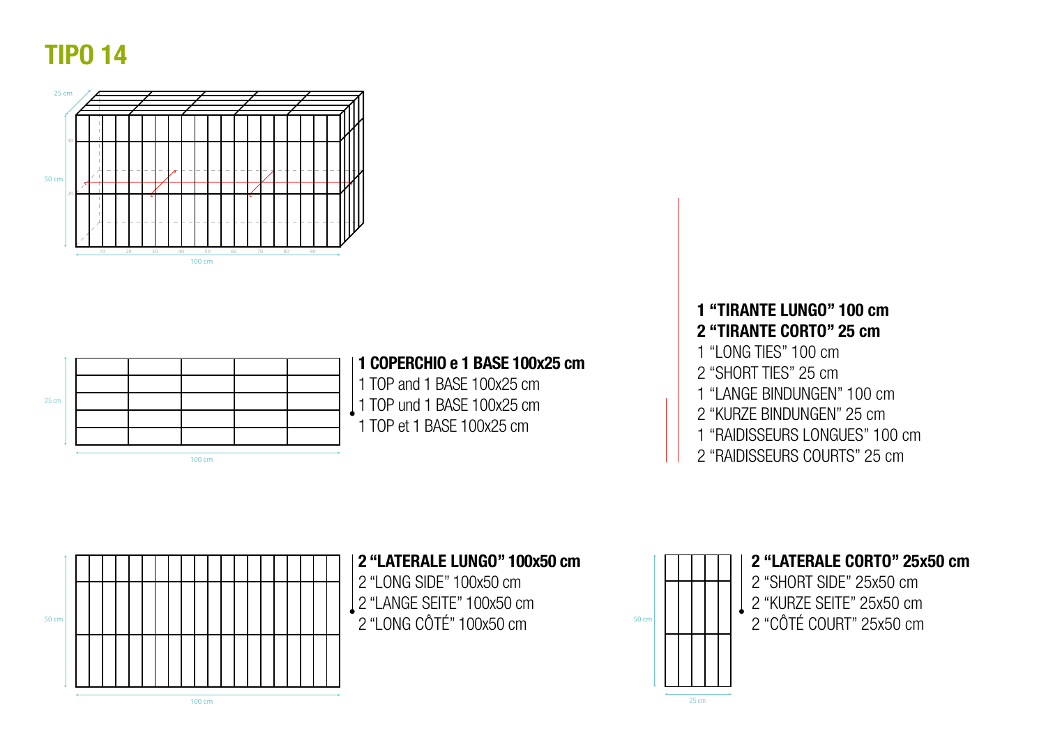# TIPO 14

25 cm

50 cm

100 cm

25 cm

100 cm

**1 COPERCHIO e 1 BASE 100x25 cm**

1 TOP and 1 BASE 100x25 cm

1 TOP und 1 BASE 100x25 cm

1 TOP et 1 BASE 100x25 cm

**1 "TIRANTE LUNGO" 100 cm**
**2 "TIRANTE CORTO" 25 cm**

1 "LONG TIES" 100 cm

2 "SHORT TIES" 25 cm

1 "LANGE BINDUNGEN" 100 cm

2 "KURZE BINDUNGEN" 25 cm

1 "RAIDISSEURS LONGUES" 100 cm

2 "RAIDISSEURS COURTS" 25 cm

50 cm

100 cm

**2 "LATERALE LUNGO" 100x50 cm**

2 "LONG SIDE" 100x50 cm

2 "LANGE SEITE" 100x50 cm

2 "LONG CÔTÉ" 100x50 cm

50 cm

25 cm

**2 "LATERALE CORTO" 25x50 cm**

2 "SHORT SIDE" 25x50 cm

2 "KURZE SEITE" 25x50 cm

2 "CÔTÉ COURT" 25x50 cm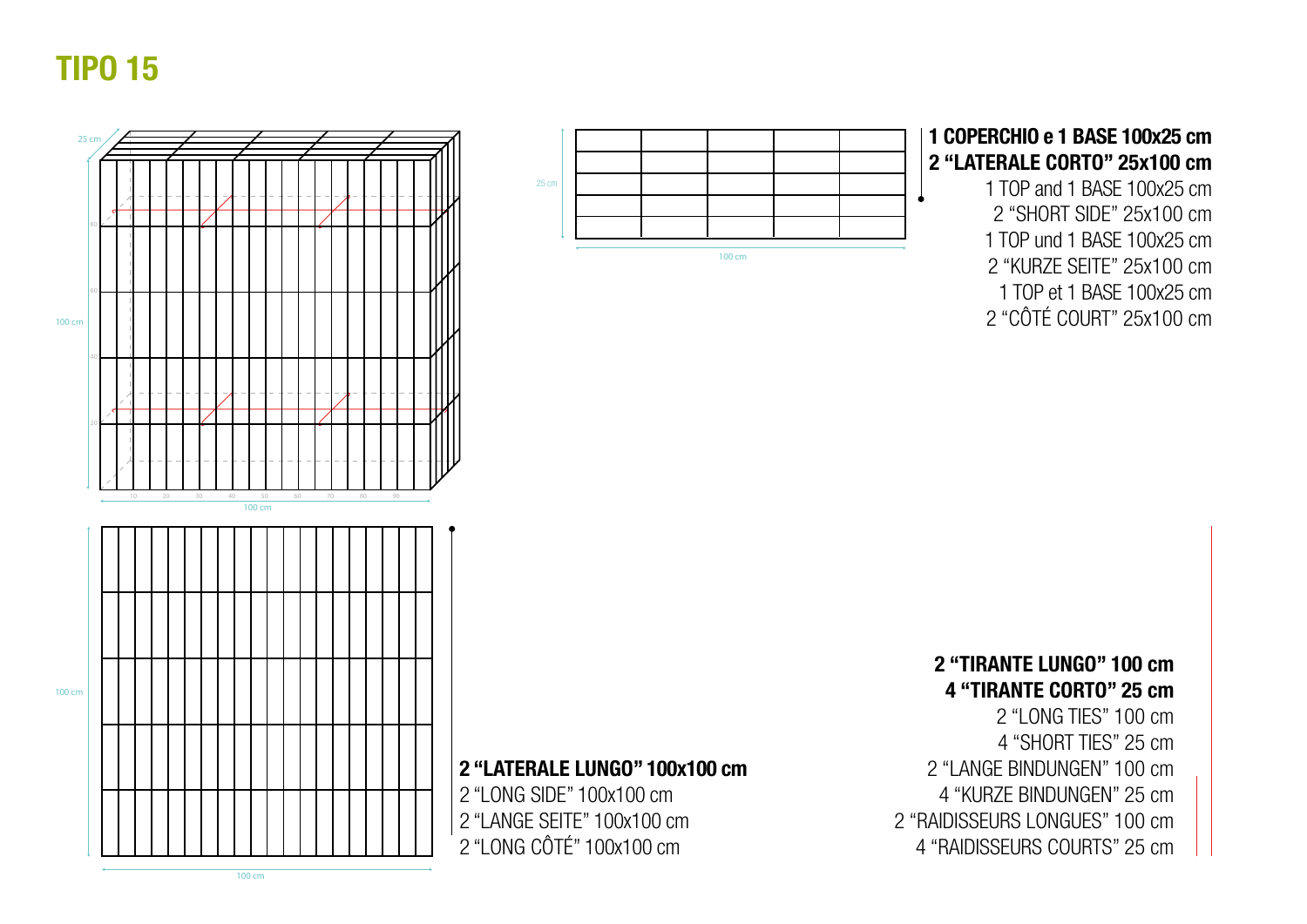# TIPO 15

25 cm

100 cm

80

60

40

20

10 20 30 40 50 60 70 80 90

100 cm

25 cm

100 cm

**1 COPERCHIO e 1 BASE 100x25 cm**
**2 "LATERALE CORTO" 25x100 cm**

1 TOP and 1 BASE 100x25 cm
2 "SHORT SIDE" 25x100 cm
1 TOP und 1 BASE 100x25 cm
2 "KURZE SEITE" 25x100 cm
1 TOP et 1 BASE 100x25 cm
2 "CÔTÉ COURT" 25x100 cm

100 cm

100 cm

**2 "LATERALE LUNGO" 100x100 cm**

2 "LONG SIDE" 100x100 cm
2 "LANGE SEITE" 100x100 cm
2 "LONG CÔTÉ" 100x100 cm

**2 "TIRANTE LUNGO" 100 cm**
**4 "TIRANTE CORTO" 25 cm**

2 "LONG TIES" 100 cm
4 "SHORT TIES" 25 cm
2 "LANGE BINDUNGEN" 100 cm
4 "KURZE BINDUNGEN" 25 cm
2 "RAIDISSEURS LONGUES" 100 cm
4 "RAIDISSEURS COURTS" 25 cm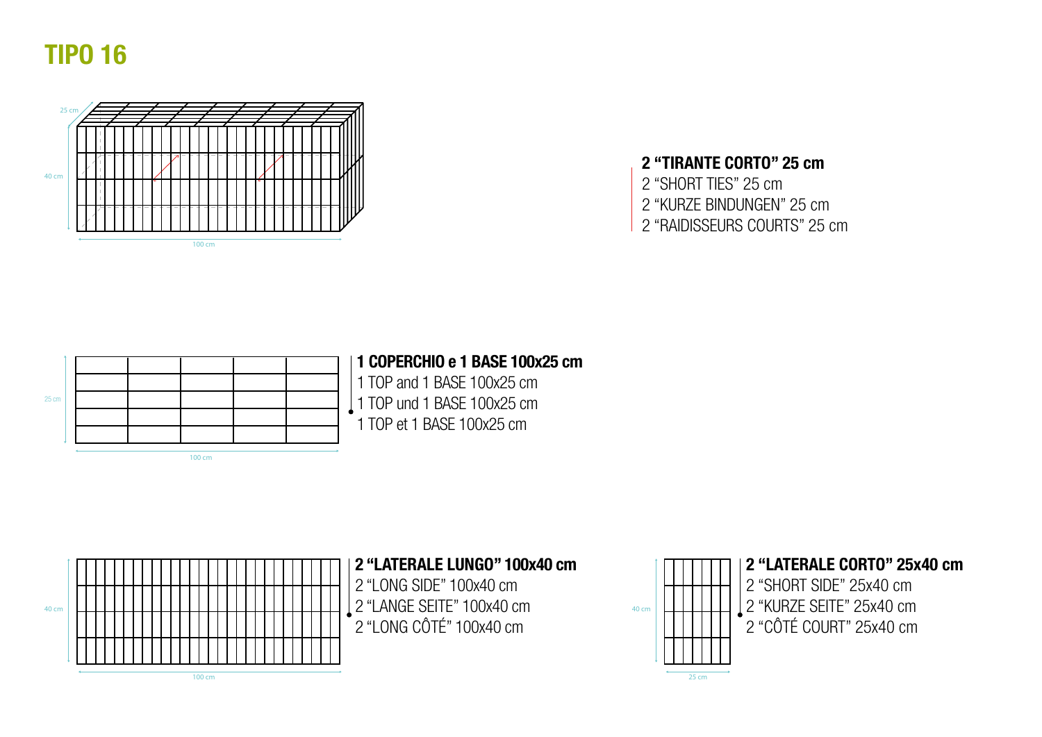# TIPO 16

**2 "TIRANTE CORTO" 25 cm**
2 "SHORT TIES" 25 cm
2 "KURZE BINDUNGEN" 25 cm
2 "RAIDISSEURS COURTS" 25 cm

**1 COPERCHIO e 1 BASE 100x25 cm**
1 TOP and 1 BASE 100x25 cm
1 TOP und 1 BASE 100x25 cm
1 TOP et 1 BASE 100x25 cm

**2 "LATERALE LUNGO" 100x40 cm**
2 "LONG SIDE" 100x40 cm
2 "LANGE SEITE" 100x40 cm
2 "LONG CÔTÉ" 100x40 cm

**2 "LATERALE CORTO" 25x40 cm**
2 "SHORT SIDE" 25x40 cm
2 "KURZE SEITE" 25x40 cm
2 "CÔTÉ COURT" 25x40 cm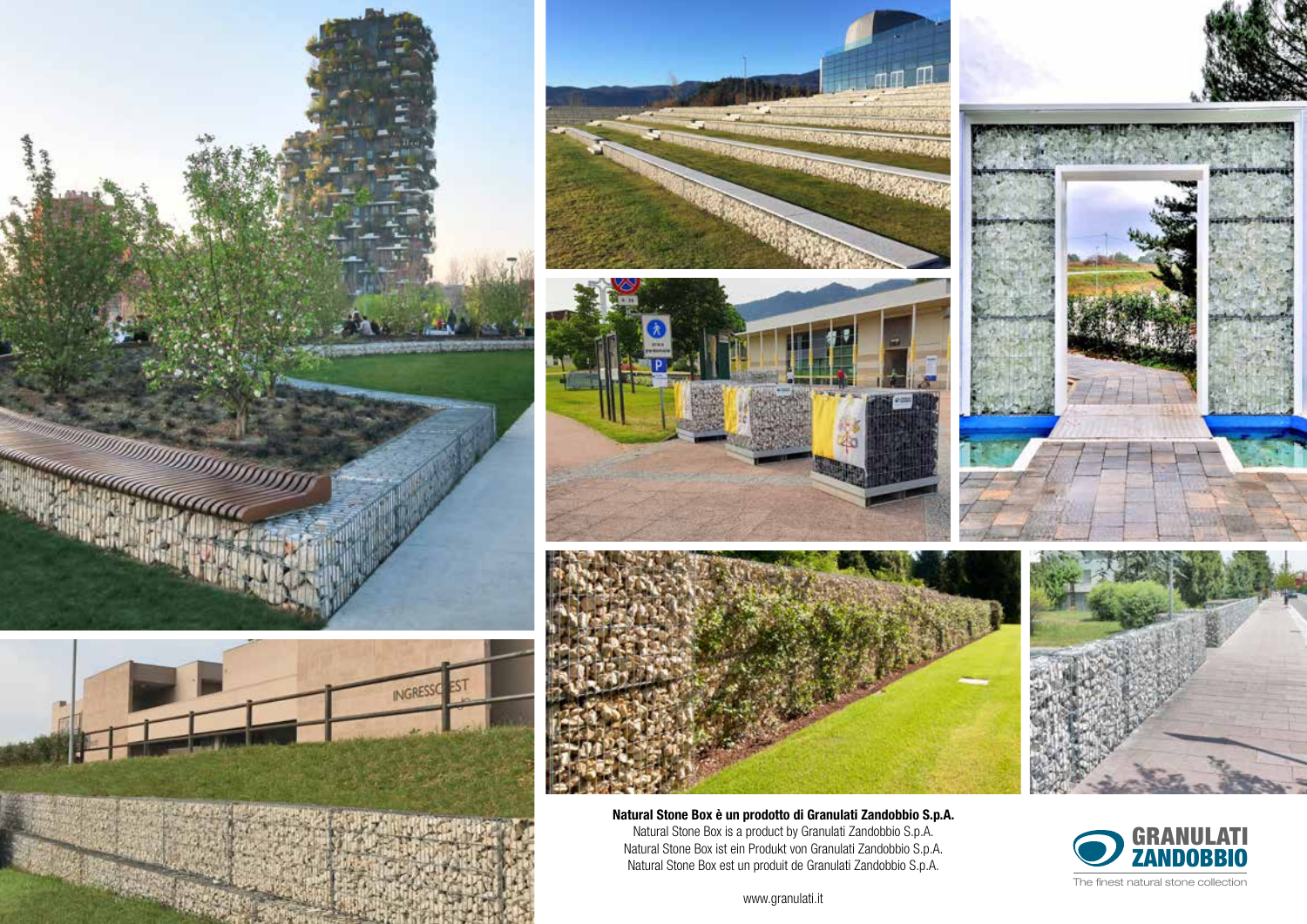**Natural Stone Box è un prodotto di Granulati Zandobbio S.p.A.**

Natural Stone Box is a product by Granulati Zandobbio S.p.A.

Natural Stone Box ist ein Produkt von Granulati Zandobbio S.p.A.

Natural Stone Box est un produit de Granulati Zandobbio S.p.A.

www.granulati.it

GRANULATI ZANDOBBIO

The finest natural stone collection